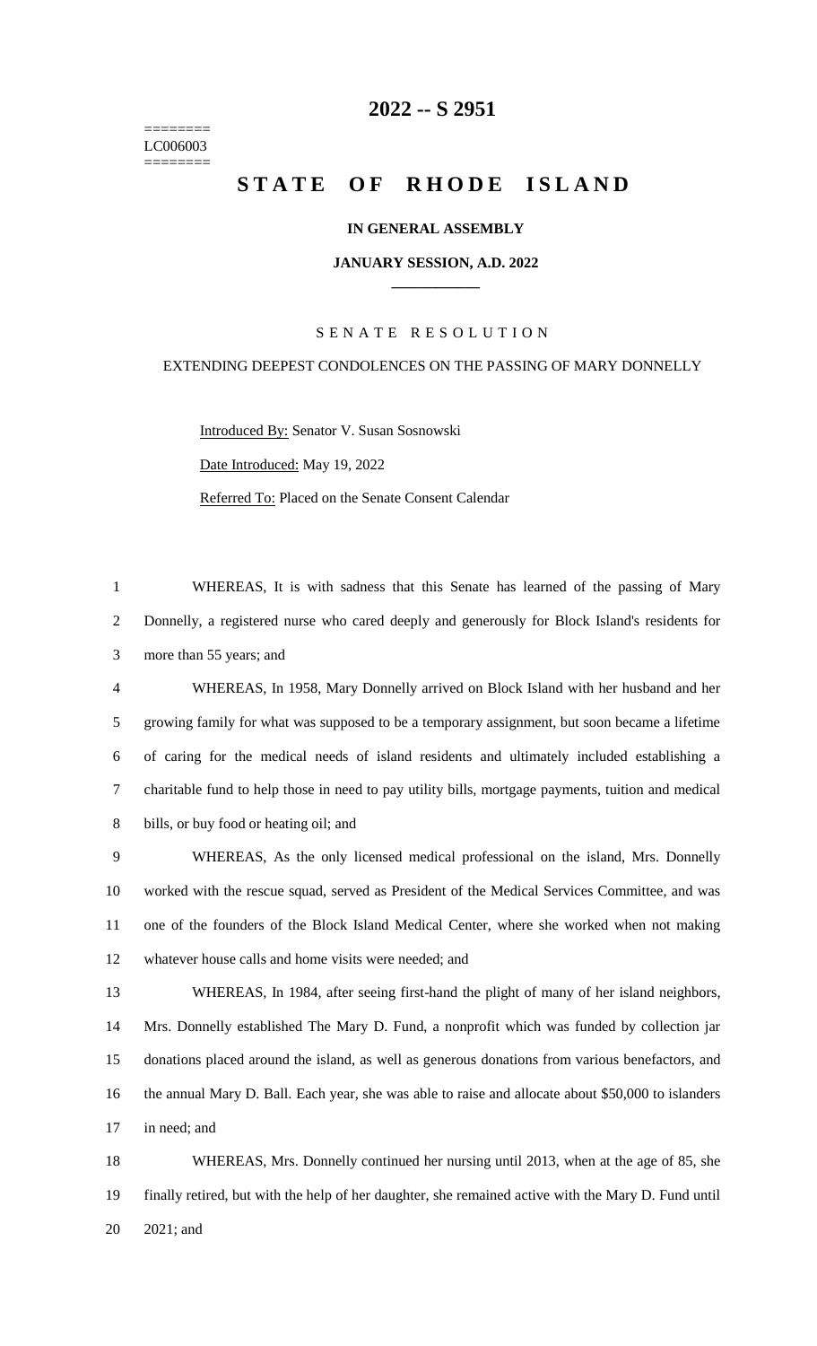# 2022 -- S 2951

========
LC006003
========

# STATE OF RHODE ISLAND

**IN GENERAL ASSEMBLY**

**JANUARY SESSION, A.D. 2022**

____________

SENATE RESOLUTION

EXTENDING DEEPEST CONDOLENCES ON THE PASSING OF MARY DONNELLY

Introduced By: Senator V. Susan Sosnowski

Date Introduced: May 19, 2022

Referred To: Placed on the Senate Consent Calendar

1 WHEREAS, It is with sadness that this Senate has learned of the passing of Mary
2 Donnelly, a registered nurse who cared deeply and generously for Block Island's residents for
3 more than 55 years; and

4 WHEREAS, In 1958, Mary Donnelly arrived on Block Island with her husband and her
5 growing family for what was supposed to be a temporary assignment, but soon became a lifetime
6 of caring for the medical needs of island residents and ultimately included establishing a
7 charitable fund to help those in need to pay utility bills, mortgage payments, tuition and medical
8 bills, or buy food or heating oil; and

9 WHEREAS, As the only licensed medical professional on the island, Mrs. Donnelly
10 worked with the rescue squad, served as President of the Medical Services Committee, and was
11 one of the founders of the Block Island Medical Center, where she worked when not making
12 whatever house calls and home visits were needed; and

13 WHEREAS, In 1984, after seeing first-hand the plight of many of her island neighbors,
14 Mrs. Donnelly established The Mary D. Fund, a nonprofit which was funded by collection jar
15 donations placed around the island, as well as generous donations from various benefactors, and
16 the annual Mary D. Ball. Each year, she was able to raise and allocate about $50,000 to islanders
17 in need; and

18 WHEREAS, Mrs. Donnelly continued her nursing until 2013, when at the age of 85, she
19 finally retired, but with the help of her daughter, she remained active with the Mary D. Fund until
20 2021; and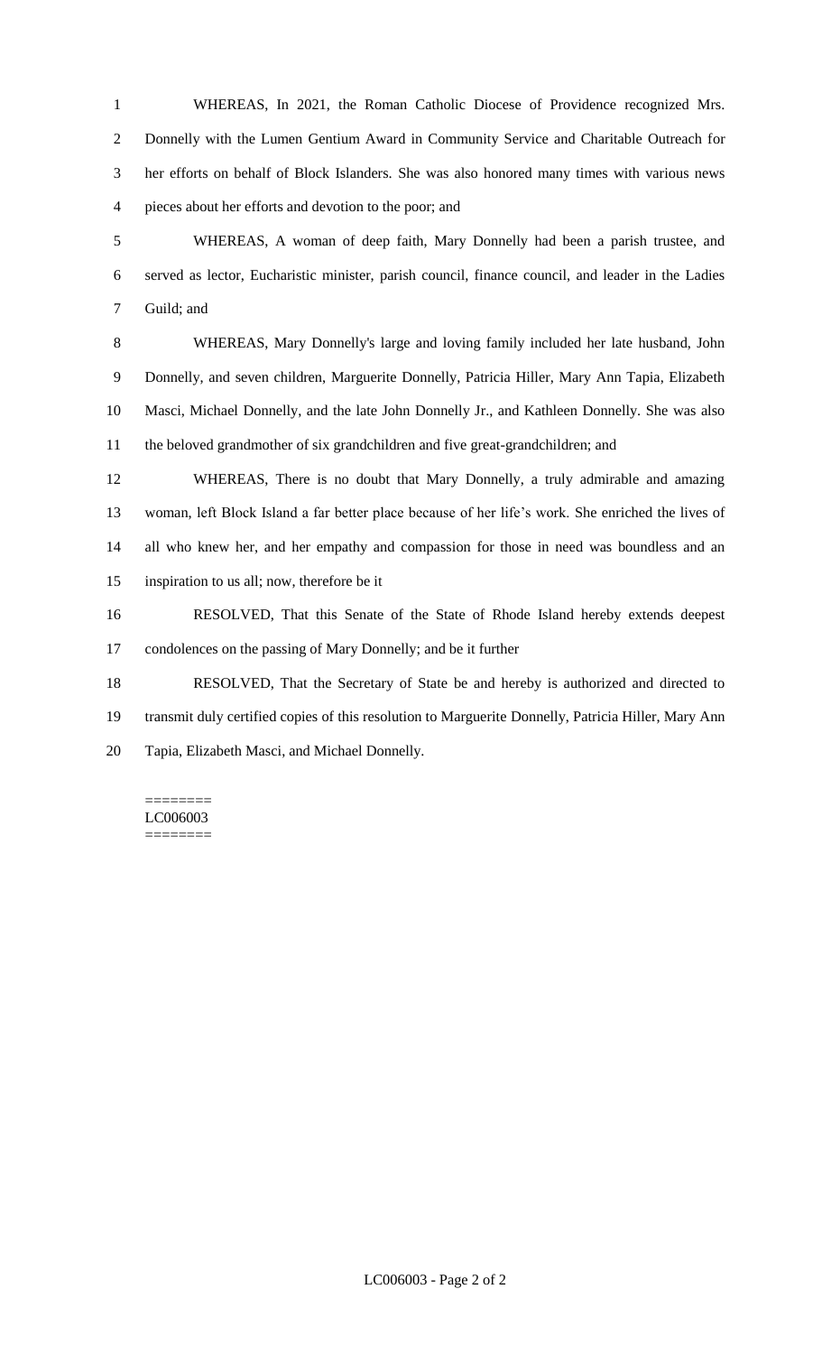WHEREAS, In 2021, the Roman Catholic Diocese of Providence recognized Mrs. Donnelly with the Lumen Gentium Award in Community Service and Charitable Outreach for her efforts on behalf of Block Islanders. She was also honored many times with various news pieces about her efforts and devotion to the poor; and

WHEREAS, A woman of deep faith, Mary Donnelly had been a parish trustee, and served as lector, Eucharistic minister, parish council, finance council, and leader in the Ladies Guild; and

WHEREAS, Mary Donnelly's large and loving family included her late husband, John Donnelly, and seven children, Marguerite Donnelly, Patricia Hiller, Mary Ann Tapia, Elizabeth Masci, Michael Donnelly, and the late John Donnelly Jr., and Kathleen Donnelly. She was also the beloved grandmother of six grandchildren and five great-grandchildren; and

WHEREAS, There is no doubt that Mary Donnelly, a truly admirable and amazing woman, left Block Island a far better place because of her life's work. She enriched the lives of all who knew her, and her empathy and compassion for those in need was boundless and an inspiration to us all; now, therefore be it

RESOLVED, That this Senate of the State of Rhode Island hereby extends deepest condolences on the passing of Mary Donnelly; and be it further

RESOLVED, That the Secretary of State be and hereby is authorized and directed to transmit duly certified copies of this resolution to Marguerite Donnelly, Patricia Hiller, Mary Ann Tapia, Elizabeth Masci, and Michael Donnelly.

========
LC006003
========